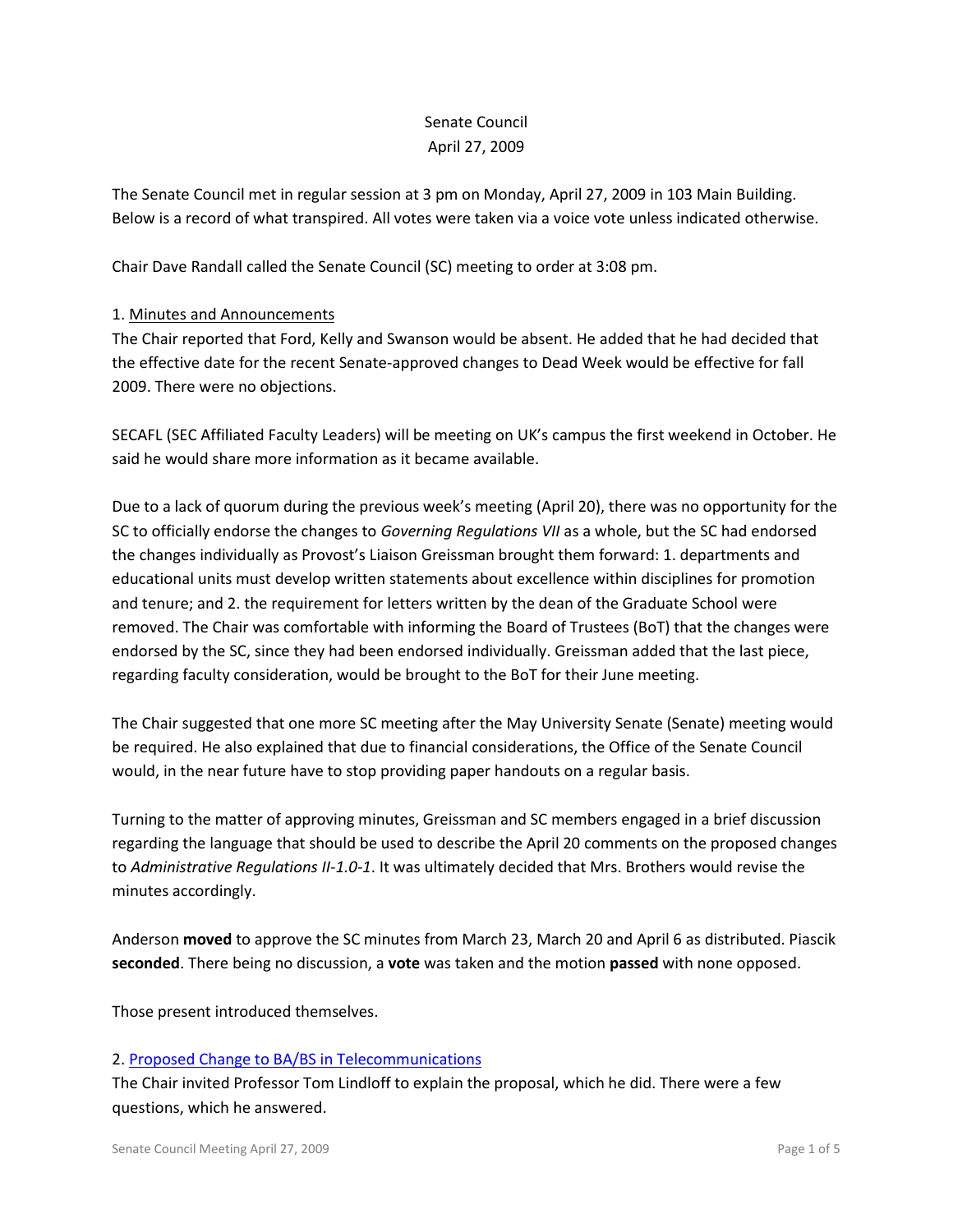Senate Council
April 27, 2009

The Senate Council met in regular session at 3 pm on Monday, April 27, 2009 in 103 Main Building. Below is a record of what transpired. All votes were taken via a voice vote unless indicated otherwise.

Chair Dave Randall called the Senate Council (SC) meeting to order at 3:08 pm.

1. Minutes and Announcements

The Chair reported that Ford, Kelly and Swanson would be absent. He added that he had decided that the effective date for the recent Senate-approved changes to Dead Week would be effective for fall 2009. There were no objections.

SECAFL (SEC Affiliated Faculty Leaders) will be meeting on UK's campus the first weekend in October. He said he would share more information as it became available.

Due to a lack of quorum during the previous week's meeting (April 20), there was no opportunity for the SC to officially endorse the changes to *Governing Regulations VII* as a whole, but the SC had endorsed the changes individually as Provost's Liaison Greissman brought them forward: 1. departments and educational units must develop written statements about excellence within disciplines for promotion and tenure; and 2. the requirement for letters written by the dean of the Graduate School were removed. The Chair was comfortable with informing the Board of Trustees (BoT) that the changes were endorsed by the SC, since they had been endorsed individually. Greissman added that the last piece, regarding faculty consideration, would be brought to the BoT for their June meeting.

The Chair suggested that one more SC meeting after the May University Senate (Senate) meeting would be required. He also explained that due to financial considerations, the Office of the Senate Council would, in the near future have to stop providing paper handouts on a regular basis.

Turning to the matter of approving minutes, Greissman and SC members engaged in a brief discussion regarding the language that should be used to describe the April 20 comments on the proposed changes to *Administrative Regulations II-1.0-1*. It was ultimately decided that Mrs. Brothers would revise the minutes accordingly.

Anderson **moved** to approve the SC minutes from March 23, March 20 and April 6 as distributed. Piascik **seconded**. There being no discussion, a **vote** was taken and the motion **passed** with none opposed.

Those present introduced themselves.

2. Proposed Change to BA/BS in Telecommunications

The Chair invited Professor Tom Lindloff to explain the proposal, which he did. There were a few questions, which he answered.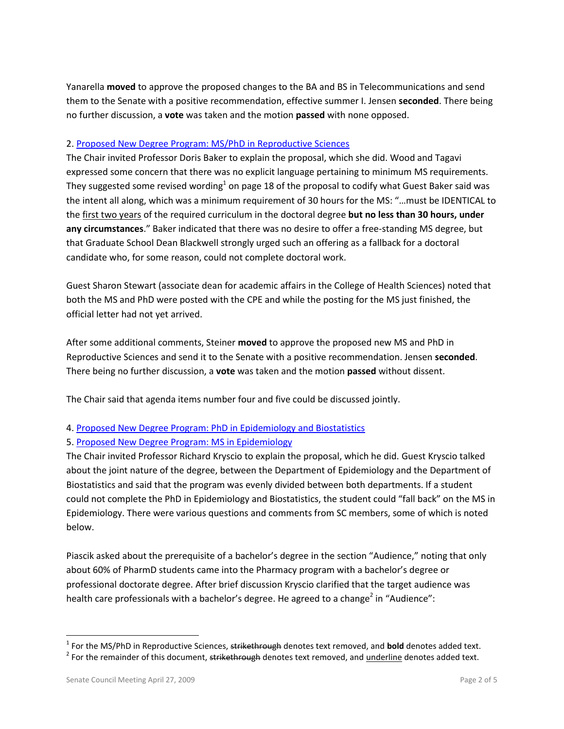Yanarella **moved** to approve the proposed changes to the BA and BS in Telecommunications and send them to the Senate with a positive recommendation, effective summer I. Jensen **seconded**. There being no further discussion, a **vote** was taken and the motion **passed** with none opposed.

2. Proposed New Degree Program: MS/PhD in Reproductive Sciences

The Chair invited Professor Doris Baker to explain the proposal, which she did. Wood and Tagavi expressed some concern that there was no explicit language pertaining to minimum MS requirements. They suggested some revised wording[1] on page 18 of the proposal to codify what Guest Baker said was the intent all along, which was a minimum requirement of 30 hours for the MS: "…must be IDENTICAL to the <u>first two years</u> of the required curriculum in the doctoral degree **but no less than 30 hours, under any circumstances**." Baker indicated that there was no desire to offer a free-standing MS degree, but that Graduate School Dean Blackwell strongly urged such an offering as a fallback for a doctoral candidate who, for some reason, could not complete doctoral work.

Guest Sharon Stewart (associate dean for academic affairs in the College of Health Sciences) noted that both the MS and PhD were posted with the CPE and while the posting for the MS just finished, the official letter had not yet arrived.

After some additional comments, Steiner **moved** to approve the proposed new MS and PhD in Reproductive Sciences and send it to the Senate with a positive recommendation. Jensen **seconded**. There being no further discussion, a **vote** was taken and the motion **passed** without dissent.

The Chair said that agenda items number four and five could be discussed jointly.

4. Proposed New Degree Program: PhD in Epidemiology and Biostatistics

5. Proposed New Degree Program: MS in Epidemiology

The Chair invited Professor Richard Kryscio to explain the proposal, which he did. Guest Kryscio talked about the joint nature of the degree, between the Department of Epidemiology and the Department of Biostatistics and said that the program was evenly divided between both departments. If a student could not complete the PhD in Epidemiology and Biostatistics, the student could "fall back" on the MS in Epidemiology. There were various questions and comments from SC members, some of which is noted below.

Piascik asked about the prerequisite of a bachelor's degree in the section "Audience," noting that only about 60% of PharmD students came into the Pharmacy program with a bachelor's degree or professional doctorate degree. After brief discussion Kryscio clarified that the target audience was health care professionals with a bachelor's degree. He agreed to a change[2] in "Audience":

---

[1] For the MS/PhD in Reproductive Sciences, ~~strikethrough~~ denotes text removed, and **bold** denotes added text.

[2] For the remainder of this document, ~~strikethrough~~ denotes text removed, and <u>underline</u> denotes added text.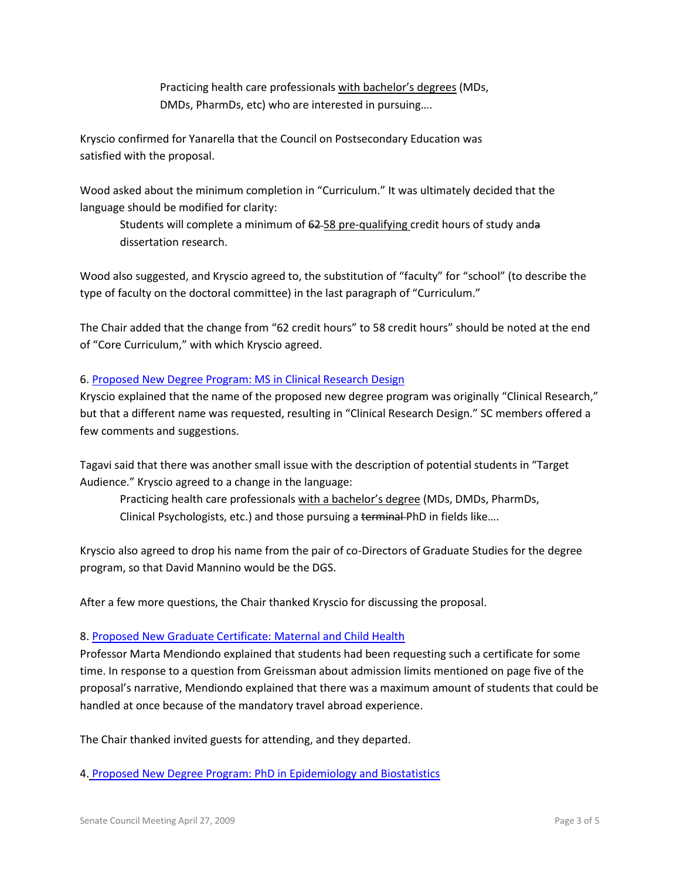Practicing health care professionals <u>with bachelor's degrees</u> (MDs, DMDs, PharmDs, etc) who are interested in pursuing….

Kryscio confirmed for Yanarella that the Council on Postsecondary Education was satisfied with the proposal.

Wood asked about the minimum completion in "Curriculum." It was ultimately decided that the language should be modified for clarity:

> Students will complete a minimum of ~~62~~ <u>58 pre-qualifying</u> credit hours of study and~~a~~ dissertation research.

Wood also suggested, and Kryscio agreed to, the substitution of "faculty" for "school" (to describe the type of faculty on the doctoral committee) in the last paragraph of "Curriculum."

The Chair added that the change from "62 credit hours" to 58 credit hours" should be noted at the end of "Core Curriculum," with which Kryscio agreed.

6. [Proposed New Degree Program: MS in Clinical Research Design]()

Kryscio explained that the name of the proposed new degree program was originally "Clinical Research," but that a different name was requested, resulting in "Clinical Research Design." SC members offered a few comments and suggestions.

Tagavi said that there was another small issue with the description of potential students in "Target Audience." Kryscio agreed to a change in the language:

> Practicing health care professionals <u>with a bachelor's degree</u> (MDs, DMDs, PharmDs, Clinical Psychologists, etc.) and those pursuing a ~~terminal~~ PhD in fields like….

Kryscio also agreed to drop his name from the pair of co-Directors of Graduate Studies for the degree program, so that David Mannino would be the DGS.

After a few more questions, the Chair thanked Kryscio for discussing the proposal.

8. [Proposed New Graduate Certificate: Maternal and Child Health]()

Professor Marta Mendiondo explained that students had been requesting such a certificate for some time. In response to a question from Greissman about admission limits mentioned on page five of the proposal's narrative, Mendiondo explained that there was a maximum amount of students that could be handled at once because of the mandatory travel abroad experience.

The Chair thanked invited guests for attending, and they departed.

4. [Proposed New Degree Program: PhD in Epidemiology and Biostatistics]()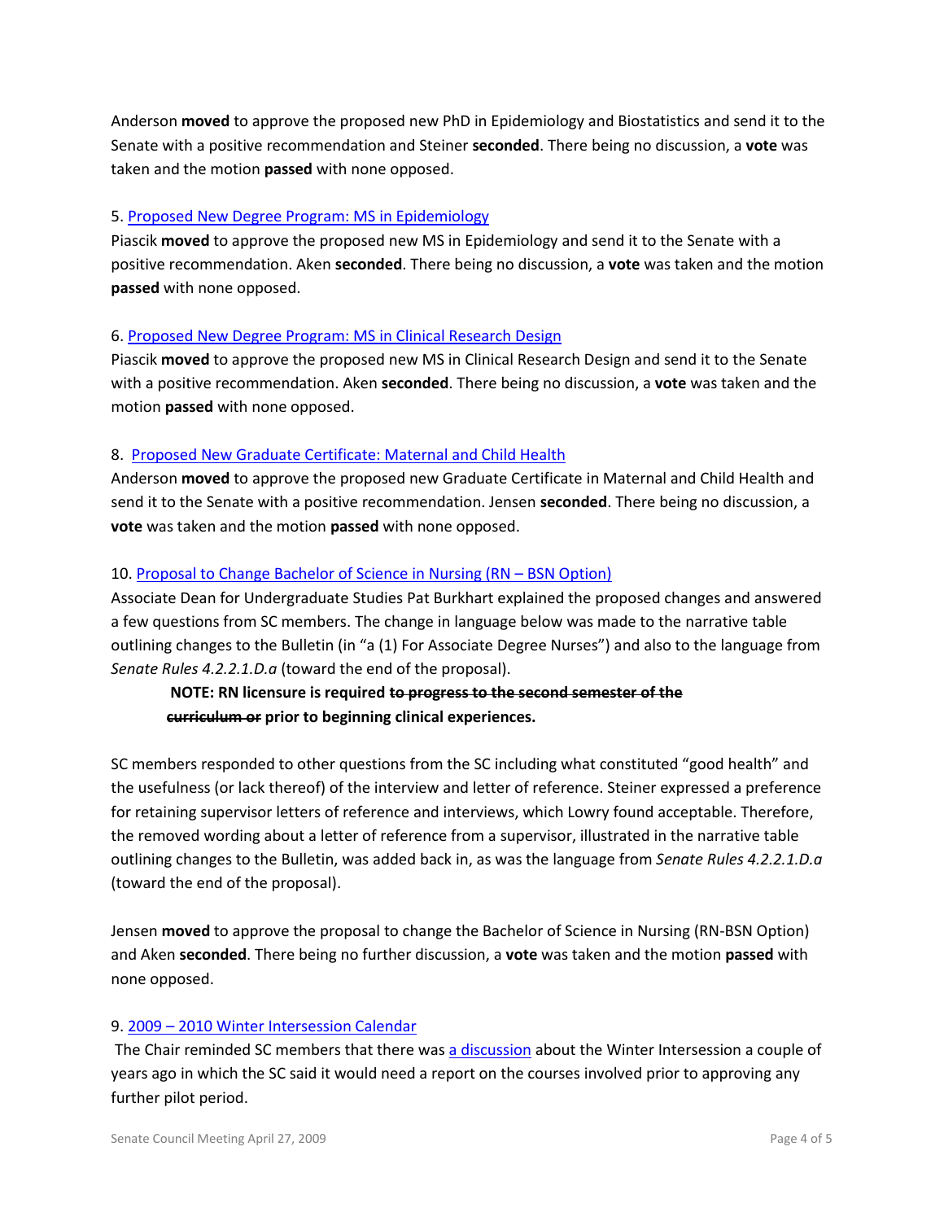Anderson **moved** to approve the proposed new PhD in Epidemiology and Biostatistics and send it to the Senate with a positive recommendation and Steiner **seconded**. There being no discussion, a **vote** was taken and the motion **passed** with none opposed.

5. Proposed New Degree Program: MS in Epidemiology

Piascik **moved** to approve the proposed new MS in Epidemiology and send it to the Senate with a positive recommendation. Aken **seconded**. There being no discussion, a **vote** was taken and the motion **passed** with none opposed.

6. Proposed New Degree Program: MS in Clinical Research Design

Piascik **moved** to approve the proposed new MS in Clinical Research Design and send it to the Senate with a positive recommendation. Aken **seconded**. There being no discussion, a **vote** was taken and the motion **passed** with none opposed.

8. Proposed New Graduate Certificate: Maternal and Child Health

Anderson **moved** to approve the proposed new Graduate Certificate in Maternal and Child Health and send it to the Senate with a positive recommendation. Jensen **seconded**. There being no discussion, a **vote** was taken and the motion **passed** with none opposed.

10. Proposal to Change Bachelor of Science in Nursing (RN – BSN Option)

Associate Dean for Undergraduate Studies Pat Burkhart explained the proposed changes and answered a few questions from SC members. The change in language below was made to the narrative table outlining changes to the Bulletin (in "a (1) For Associate Degree Nurses") and also to the language from *Senate Rules 4.2.2.1.D.a* (toward the end of the proposal).

> **NOTE: RN licensure is required ~~to progress to the second semester of the curriculum or~~ prior to beginning clinical experiences.**

SC members responded to other questions from the SC including what constituted "good health" and the usefulness (or lack thereof) of the interview and letter of reference. Steiner expressed a preference for retaining supervisor letters of reference and interviews, which Lowry found acceptable. Therefore, the removed wording about a letter of reference from a supervisor, illustrated in the narrative table outlining changes to the Bulletin, was added back in, as was the language from *Senate Rules 4.2.2.1.D.a* (toward the end of the proposal).

Jensen **moved** to approve the proposal to change the Bachelor of Science in Nursing (RN-BSN Option) and Aken **seconded**. There being no further discussion, a **vote** was taken and the motion **passed** with none opposed.

9. 2009 – 2010 Winter Intersession Calendar

The Chair reminded SC members that there was a discussion about the Winter Intersession a couple of years ago in which the SC said it would need a report on the courses involved prior to approving any further pilot period.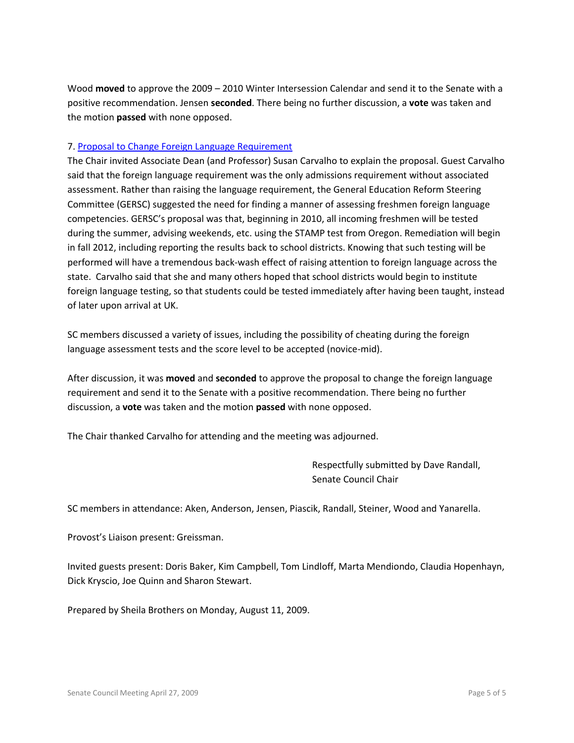Wood **moved** to approve the 2009 – 2010 Winter Intersession Calendar and send it to the Senate with a positive recommendation. Jensen **seconded**. There being no further discussion, a **vote** was taken and the motion **passed** with none opposed.

7. Proposal to Change Foreign Language Requirement

The Chair invited Associate Dean (and Professor) Susan Carvalho to explain the proposal. Guest Carvalho said that the foreign language requirement was the only admissions requirement without associated assessment. Rather than raising the language requirement, the General Education Reform Steering Committee (GERSC) suggested the need for finding a manner of assessing freshmen foreign language competencies. GERSC's proposal was that, beginning in 2010, all incoming freshmen will be tested during the summer, advising weekends, etc. using the STAMP test from Oregon. Remediation will begin in fall 2012, including reporting the results back to school districts. Knowing that such testing will be performed will have a tremendous back-wash effect of raising attention to foreign language across the state. Carvalho said that she and many others hoped that school districts would begin to institute foreign language testing, so that students could be tested immediately after having been taught, instead of later upon arrival at UK.

SC members discussed a variety of issues, including the possibility of cheating during the foreign language assessment tests and the score level to be accepted (novice-mid).

After discussion, it was **moved** and **seconded** to approve the proposal to change the foreign language requirement and send it to the Senate with a positive recommendation. There being no further discussion, a **vote** was taken and the motion **passed** with none opposed.

The Chair thanked Carvalho for attending and the meeting was adjourned.

Respectfully submitted by Dave Randall,
Senate Council Chair

SC members in attendance: Aken, Anderson, Jensen, Piascik, Randall, Steiner, Wood and Yanarella.

Provost's Liaison present: Greissman.

Invited guests present: Doris Baker, Kim Campbell, Tom Lindloff, Marta Mendiondo, Claudia Hopenhayn, Dick Kryscio, Joe Quinn and Sharon Stewart.

Prepared by Sheila Brothers on Monday, August 11, 2009.